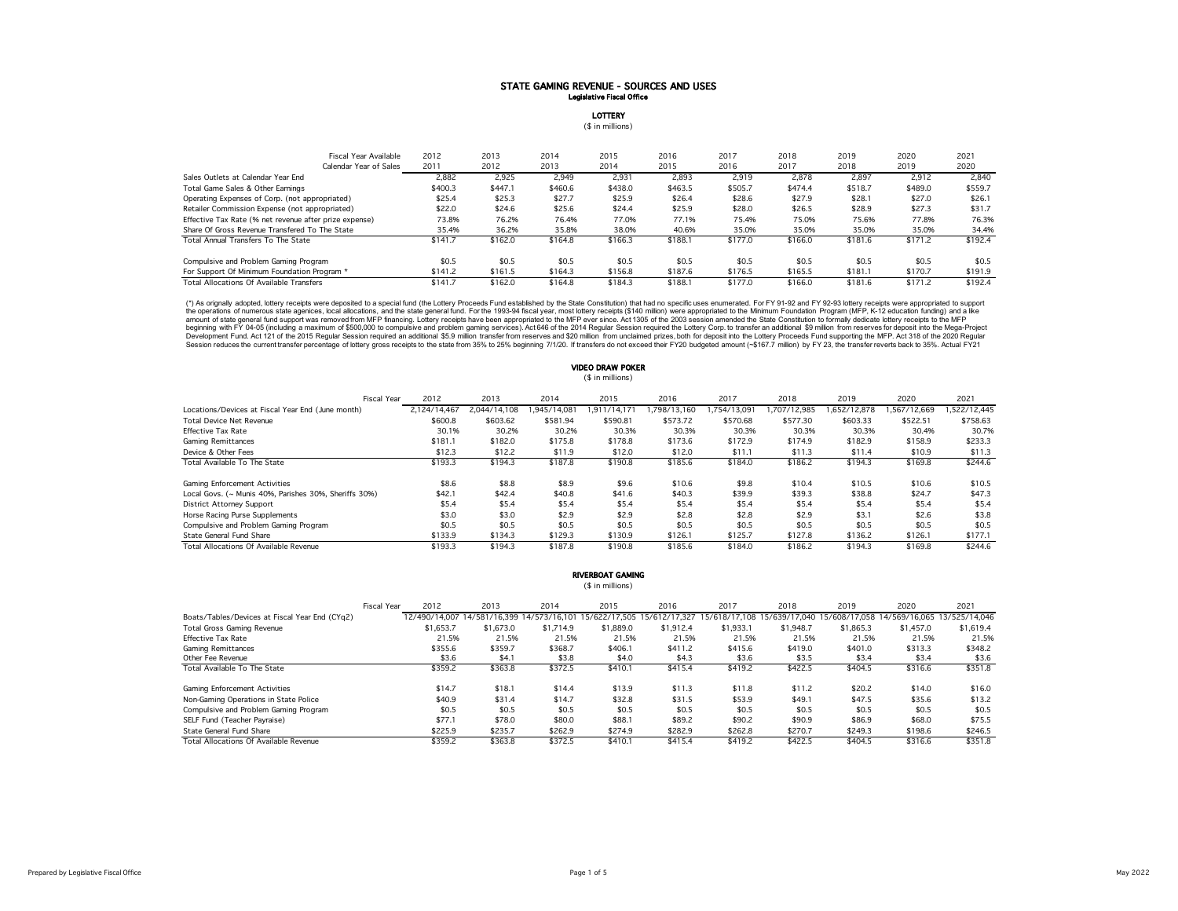# STATE GAMING REVENUE - SOURCES AND USES

**Legislative Fiscal Office**

## LOTTERY

($ in millions)

| Fiscal Year Available / Calendar Year of Sales | 2012 / 2011 | 2013 / 2012 | 2014 / 2013 | 2015 / 2014 | 2016 / 2015 | 2017 / 2016 | 2018 / 2017 | 2019 / 2018 | 2020 / 2019 | 2021 / 2020 |
|---|---|---|---|---|---|---|---|---|---|---|
| Sales Outlets at Calendar Year End | 2,882 | 2,925 | 2,949 | 2,931 | 2,893 | 2,919 | 2,878 | 2,897 | 2,912 | 2,840 |
| Total Game Sales & Other Earnings | $400.3 | $447.1 | $460.6 | $438.0 | $463.5 | $505.7 | $474.4 | $518.7 | $489.0 | $559.7 |
| Operating Expenses of Corp. (not appropriated) | $25.4 | $25.3 | $27.7 | $25.9 | $26.4 | $28.6 | $27.9 | $28.1 | $27.0 | $26.1 |
| Retailer Commission Expense (not appropriated) | $22.0 | $24.6 | $25.6 | $24.4 | $25.9 | $28.0 | $26.5 | $28.9 | $27.3 | $31.7 |
| Effective Tax Rate (% net revenue after prize expense) | 73.8% | 76.2% | 76.4% | 77.0% | 77.1% | 75.4% | 75.0% | 75.6% | 77.8% | 76.3% |
| Share Of Gross Revenue Transfered To The State | 35.4% | 36.2% | 35.8% | 38.0% | 40.6% | 35.0% | 35.0% | 35.0% | 35.0% | 34.4% |
| Total Annual Transfers To The State | $141.7 | $162.0 | $164.8 | $166.3 | $188.1 | $177.0 | $166.0 | $181.6 | $171.2 | $192.4 |
| | | | | | | | | | | |
| Compulsive and Problem Gaming Program | $0.5 | $0.5 | $0.5 | $0.5 | $0.5 | $0.5 | $0.5 | $0.5 | $0.5 | $0.5 |
| For Support Of Minimum Foundation Program * | $141.2 | $161.5 | $164.3 | $156.8 | $187.6 | $176.5 | $165.5 | $181.1 | $170.7 | $191.9 |
| Total Allocations Of Available Transfers | $141.7 | $162.0 | $164.8 | $184.3 | $188.1 | $177.0 | $166.0 | $181.6 | $171.2 | $192.4 |

(*) As orignally adopted, lottery receipts were deposited to a special fund (the Lottery Proceeds Fund established by the State Constitution) that had no specific uses enumerated. For FY 91-92 and FY 92-93 lottery receipts were appropriated to support the operations of numerous state agencies, local allocations, and the state general fund. For the 1993-94 fiscal year, most lottery receipts ($140 million) were appropriated to the Minimum Foundation Program (MFP, K-12 education funding) and a like amount of state general fund support was removed from MFP financing. Lottery receipts have been appropriated to the MFP ever since. Act 1305 of the 2003 session amended the State Constitution to formally dedicate lottery receipts to the MFP beginning with FY 04-05 (including a maximum of $500,000 to compulsive and problem gaming services). Act 646 of the 2014 Regular Session required the Lottery Corp. to transfer an additional $9 million from reserves for deposit into the Mega-Project Development Fund. Act 121 of the 2015 Regular Session required an additional $5.9 million transfer from reserves and $20 million from unclaimed prizes, both for deposit into the Lottery Proceeds Fund supporting the MFP. Act 318 of the 2020 Regular Session reduces the current transfer percentage of lottery gross receipts to the state from 35% to 25% beginning 7/1/20. If transfers do not exceed their FY20 budgeted amount (~$167.7 million) by FY 23, the transfer reverts back to 35%. Actual FY21

## VIDEO DRAW POKER

($ in millions)

| Fiscal Year | 2012 | 2013 | 2014 | 2015 | 2016 | 2017 | 2018 | 2019 | 2020 | 2021 |
|---|---|---|---|---|---|---|---|---|---|---|
| Locations/Devices at Fiscal Year End (June month) | 2,124/14,467 | 2,044/14,108 | 1,945/14,081 | 1,911/14,171 | 1,798/13,160 | 1,754/13,091 | 1,707/12,985 | 1,652/12,878 | 1,567/12,669 | 1,522/12,445 |
| Total Device Net Revenue | $600.8 | $603.62 | $581.94 | $590.81 | $573.72 | $570.68 | $577.30 | $603.33 | $522.51 | $758.63 |
| Effective Tax Rate | 30.1% | 30.2% | 30.2% | 30.3% | 30.3% | 30.3% | 30.3% | 30.3% | 30.4% | 30.7% |
| Gaming Remittances | $181.1 | $182.0 | $175.8 | $178.8 | $173.6 | $172.9 | $174.9 | $182.9 | $158.9 | $233.3 |
| Device & Other Fees | $12.3 | $12.2 | $11.9 | $12.0 | $12.0 | $11.1 | $11.3 | $11.4 | $10.9 | $11.3 |
| Total Available To The State | $193.3 | $194.3 | $187.8 | $190.8 | $185.6 | $184.0 | $186.2 | $194.3 | $169.8 | $244.6 |
| | | | | | | | | | | |
| Gaming Enforcement Activities | $8.6 | $8.8 | $8.9 | $9.6 | $10.6 | $9.8 | $10.4 | $10.5 | $10.6 | $10.5 |
| Local Govs. (~ Munis 40%, Parishes 30%, Sheriffs 30%) | $42.1 | $42.4 | $40.8 | $41.6 | $40.3 | $39.9 | $39.3 | $38.8 | $24.7 | $47.3 |
| District Attorney Support | $5.4 | $5.4 | $5.4 | $5.4 | $5.4 | $5.4 | $5.4 | $5.4 | $5.4 | $5.4 |
| Horse Racing Purse Supplements | $3.0 | $3.0 | $2.9 | $2.9 | $2.8 | $2.8 | $2.9 | $3.1 | $2.6 | $3.8 |
| Compulsive and Problem Gaming Program | $0.5 | $0.5 | $0.5 | $0.5 | $0.5 | $0.5 | $0.5 | $0.5 | $0.5 | $0.5 |
| State General Fund Share | $133.9 | $134.3 | $129.3 | $130.9 | $126.1 | $125.7 | $127.8 | $136.2 | $126.1 | $177.1 |
| Total Allocations Of Available Revenue | $193.3 | $194.3 | $187.8 | $190.8 | $185.6 | $184.0 | $186.2 | $194.3 | $169.8 | $244.6 |

## RIVERBOAT GAMING

($ in millions)

| Fiscal Year | 2012 | 2013 | 2014 | 2015 | 2016 | 2017 | 2018 | 2019 | 2020 | 2021 |
|---|---|---|---|---|---|---|---|---|---|---|
| Boats/Tables/Devices at Fiscal Year End (CYq2) | 12/490/14,007 | 14/581/16,399 | 14/573/16,101 | 15/622/17,505 | 15/612/17,327 | 15/618/17,108 | 15/639/17,040 | 15/608/17,058 | 14/569/16,065 | 13/525/14,046 |
| Total Gross Gaming Revenue | $1,653.7 | $1,673.0 | $1,714.9 | $1,889.0 | $1,912.4 | $1,933.1 | $1,948.7 | $1,865.3 | $1,457.0 | $1,619.4 |
| Effective Tax Rate | 21.5% | 21.5% | 21.5% | 21.5% | 21.5% | 21.5% | 21.5% | 21.5% | 21.5% | 21.5% |
| Gaming Remittances | $355.6 | $359.7 | $368.7 | $406.1 | $411.2 | $415.6 | $419.0 | $401.0 | $313.3 | $348.2 |
| Other Fee Revenue | $3.6 | $4.1 | $3.8 | $4.0 | $4.3 | $3.6 | $3.5 | $3.4 | $3.4 | $3.6 |
| Total Available To The State | $359.2 | $363.8 | $372.5 | $410.1 | $415.4 | $419.2 | $422.5 | $404.5 | $316.6 | $351.8 |
| | | | | | | | | | | |
| Gaming Enforcement Activities | $14.7 | $18.1 | $14.4 | $13.9 | $11.3 | $11.8 | $11.2 | $20.2 | $14.0 | $16.0 |
| Non-Gaming Operations in State Police | $40.9 | $31.4 | $14.7 | $32.8 | $31.5 | $53.9 | $49.1 | $47.5 | $35.6 | $13.2 |
| Compulsive and Problem Gaming Program | $0.5 | $0.5 | $0.5 | $0.5 | $0.5 | $0.5 | $0.5 | $0.5 | $0.5 | $0.5 |
| SELF Fund (Teacher Payraise) | $77.1 | $78.0 | $80.0 | $88.1 | $89.2 | $90.2 | $90.9 | $86.9 | $68.0 | $75.5 |
| State General Fund Share | $225.9 | $235.7 | $262.9 | $274.9 | $282.9 | $262.8 | $270.7 | $249.3 | $198.6 | $246.5 |
| Total Allocations Of Available Revenue | $359.2 | $363.8 | $372.5 | $410.1 | $415.4 | $419.2 | $422.5 | $404.5 | $316.6 | $351.8 |

Prepared by Legislative Fiscal Office

May 2022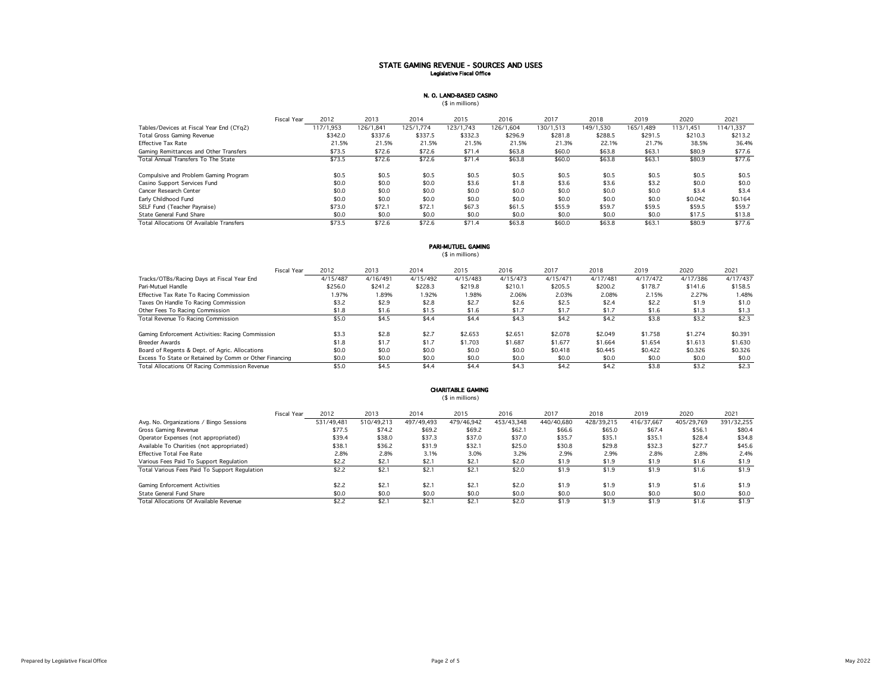# STATE GAMING REVENUE - SOURCES AND USES

**Legislative Fiscal Office**

## N. O. LAND-BASED CASINO

($ in millions)

| Fiscal Year | 2012 | 2013 | 2014 | 2015 | 2016 | 2017 | 2018 | 2019 | 2020 | 2021 |
|---|---|---|---|---|---|---|---|---|---|---|
| Tables/Devices at Fiscal Year End (CYq2) | 117/1,953 | 126/1,841 | 125/1,774 | 123/1,743 | 126/1,604 | 130/1,513 | 149/1,530 | 165/1,489 | 113/1,451 | 114/1,337 |
| Total Gross Gaming Revenue | $342.0 | $337.6 | $337.5 | $332.3 | $296.9 | $281.8 | $288.5 | $291.5 | $210.3 | $213.2 |
| Effective Tax Rate | 21.5% | 21.5% | 21.5% | 21.5% | 21.5% | 21.3% | 22.1% | 21.7% | 38.5% | 36.4% |
| Gaming Remittances and Other Transfers | $73.5 | $72.6 | $72.6 | $71.4 | $63.8 | $60.0 | $63.8 | $63.1 | $80.9 | $77.6 |
| Total Annual Transfers To The State | $73.5 | $72.6 | $72.6 | $71.4 | $63.8 | $60.0 | $63.8 | $63.1 | $80.9 | $77.6 |
| | | | | | | | | | | |
| Compulsive and Problem Gaming Program | $0.5 | $0.5 | $0.5 | $0.5 | $0.5 | $0.5 | $0.5 | $0.5 | $0.5 | $0.5 |
| Casino Support Services Fund | $0.0 | $0.0 | $0.0 | $3.6 | $1.8 | $3.6 | $3.6 | $3.2 | $0.0 | $0.0 |
| Cancer Research Center | $0.0 | $0.0 | $0.0 | $0.0 | $0.0 | $0.0 | $0.0 | $0.0 | $3.4 | $3.4 |
| Early Childhood Fund | $0.0 | $0.0 | $0.0 | $0.0 | $0.0 | $0.0 | $0.0 | $0.0 | $0.042 | $0.164 |
| SELF Fund (Teacher Payraise) | $73.0 | $72.1 | $72.1 | $67.3 | $61.5 | $55.9 | $59.7 | $59.5 | $59.5 | $59.7 |
| State General Fund Share | $0.0 | $0.0 | $0.0 | $0.0 | $0.0 | $0.0 | $0.0 | $0.0 | $17.5 | $13.8 |
| Total Allocations Of Available Transfers | $73.5 | $72.6 | $72.6 | $71.4 | $63.8 | $60.0 | $63.8 | $63.1 | $80.9 | $77.6 |

## PARI-MUTUEL GAMING

($ in millions)

| Fiscal Year | 2012 | 2013 | 2014 | 2015 | 2016 | 2017 | 2018 | 2019 | 2020 | 2021 |
|---|---|---|---|---|---|---|---|---|---|---|
| Tracks/OTBs/Racing Days at Fiscal Year End | 4/15/487 | 4/16/491 | 4/15/492 | 4/15/483 | 4/15/473 | 4/15/471 | 4/17/481 | 4/17/472 | 4/17/386 | 4/17/437 |
| Pari-Mutuel Handle | $256.0 | $241.2 | $228.3 | $219.8 | $210.1 | $205.5 | $200.2 | $178.7 | $141.6 | $158.5 |
| Effective Tax Rate To Racing Commission | 1.97% | 1.89% | 1.92% | 1.98% | 2.06% | 2.03% | 2.08% | 2.15% | 2.27% | 1.48% |
| Taxes On Handle To Racing Commission | $3.2 | $2.9 | $2.8 | $2.7 | $2.6 | $2.5 | $2.4 | $2.2 | $1.9 | $1.0 |
| Other Fees To Racing Commission | $1.8 | $1.6 | $1.5 | $1.6 | $1.7 | $1.7 | $1.7 | $1.6 | $1.3 | $1.3 |
| Total Revenue To Racing Commission | $5.0 | $4.5 | $4.4 | $4.4 | $4.3 | $4.2 | $4.2 | $3.8 | $3.2 | $2.3 |
| | | | | | | | | | | |
| Gaming Enforcement Activities: Racing Commission | $3.3 | $2.8 | $2.7 | $2.653 | $2.651 | $2.078 | $2.049 | $1.758 | $1.274 | $0.391 |
| Breeder Awards | $1.8 | $1.7 | $1.7 | $1.703 | $1.687 | $1.677 | $1.664 | $1.654 | $1.613 | $1.630 |
| Board of Regents & Dept. of Agric. Allocations | $0.0 | $0.0 | $0.0 | $0.0 | $0.0 | $0.418 | $0.445 | $0.422 | $0.326 | $0.326 |
| Excess To State or Retained by Comm or Other Financing | $0.0 | $0.0 | $0.0 | $0.0 | $0.0 | $0.0 | $0.0 | $0.0 | $0.0 | $0.0 |
| Total Allocations Of Racing Commission Revenue | $5.0 | $4.5 | $4.4 | $4.4 | $4.3 | $4.2 | $4.2 | $3.8 | $3.2 | $2.3 |

## CHARITABLE GAMING

($ in millions)

| Fiscal Year | 2012 | 2013 | 2014 | 2015 | 2016 | 2017 | 2018 | 2019 | 2020 | 2021 |
|---|---|---|---|---|---|---|---|---|---|---|
| Avg. No. Organizations / Bingo Sessions | 531/49,481 | 510/49,213 | 497/49,493 | 479/46,942 | 453/43,348 | 440/40,680 | 428/39,215 | 416/37,667 | 405/29,769 | 391/32,255 |
| Gross Gaming Revenue | $77.5 | $74.2 | $69.2 | $69.2 | $62.1 | $66.6 | $65.0 | $67.4 | $56.1 | $80.4 |
| Operator Expenses (not appropriated) | $39.4 | $38.0 | $37.3 | $37.0 | $37.0 | $35.7 | $35.1 | $35.1 | $28.4 | $34.8 |
| Available To Charities (not appropriated) | $38.1 | $36.2 | $31.9 | $32.1 | $25.0 | $30.8 | $29.8 | $32.3 | $27.7 | $45.6 |
| Effective Total Fee Rate | 2.8% | 2.8% | 3.1% | 3.0% | 3.2% | 2.9% | 2.9% | 2.8% | 2.8% | 2.4% |
| Various Fees Paid To Support Regulation | $2.2 | $2.1 | $2.1 | $2.1 | $2.0 | $1.9 | $1.9 | $1.9 | $1.6 | $1.9 |
| Total Various Fees Paid To Support Regulation | $2.2 | $2.1 | $2.1 | $2.1 | $2.0 | $1.9 | $1.9 | $1.9 | $1.6 | $1.9 |
| | | | | | | | | | | |
| Gaming Enforcement Activities | $2.2 | $2.1 | $2.1 | $2.1 | $2.0 | $1.9 | $1.9 | $1.9 | $1.6 | $1.9 |
| State General Fund Share | $0.0 | $0.0 | $0.0 | $0.0 | $0.0 | $0.0 | $0.0 | $0.0 | $0.0 | $0.0 |
| Total Allocations Of Available Revenue | $2.2 | $2.1 | $2.1 | $2.1 | $2.0 | $1.9 | $1.9 | $1.9 | $1.6 | $1.9 |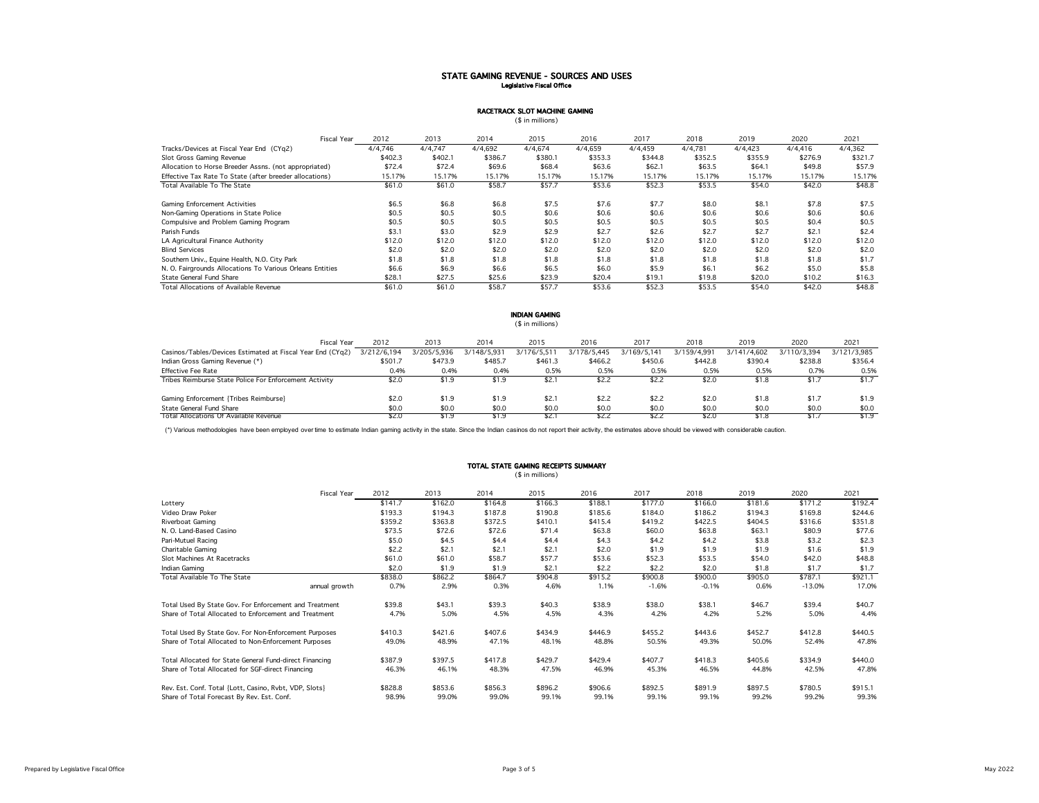# STATE GAMING REVENUE - SOURCES AND USES

**Legislative Fiscal Office**

## RACETRACK SLOT MACHINE GAMING

($ in millions)

| Fiscal Year | 2012 | 2013 | 2014 | 2015 | 2016 | 2017 | 2018 | 2019 | 2020 | 2021 |
|---|---|---|---|---|---|---|---|---|---|---|
| Tracks/Devices at Fiscal Year End (CYq2) | 4/4,746 | 4/4,747 | 4/4,692 | 4/4,674 | 4/4,659 | 4/4,459 | 4/4,781 | 4/4,423 | 4/4,416 | 4/4,362 |
| Slot Gross Gaming Revenue | $402.3 | $402.1 | $386.7 | $380.1 | $353.3 | $344.8 | $352.5 | $355.9 | $276.9 | $321.7 |
| Allocation to Horse Breeder Assns. (not appropriated) | $72.4 | $72.4 | $69.6 | $68.4 | $63.6 | $62.1 | $63.5 | $64.1 | $49.8 | $57.9 |
| Effective Tax Rate To State (after breeder allocations) | 15.17% | 15.17% | 15.17% | 15.17% | 15.17% | 15.17% | 15.17% | 15.17% | 15.17% | 15.17% |
| Total Available To The State | $61.0 | $61.0 | $58.7 | $57.7 | $53.6 | $52.3 | $53.5 | $54.0 | $42.0 | $48.8 |
| | | | | | | | | | | |
| Gaming Enforcement Activities | $6.5 | $6.8 | $6.8 | $7.5 | $7.6 | $7.7 | $8.0 | $8.1 | $7.8 | $7.5 |
| Non-Gaming Operations in State Police | $0.5 | $0.5 | $0.5 | $0.6 | $0.6 | $0.6 | $0.6 | $0.6 | $0.6 | $0.6 |
| Compulsive and Problem Gaming Program | $0.5 | $0.5 | $0.5 | $0.5 | $0.5 | $0.5 | $0.5 | $0.5 | $0.4 | $0.5 |
| Parish Funds | $3.1 | $3.0 | $2.9 | $2.9 | $2.7 | $2.6 | $2.7 | $2.7 | $2.1 | $2.4 |
| LA Agricultural Finance Authority | $12.0 | $12.0 | $12.0 | $12.0 | $12.0 | $12.0 | $12.0 | $12.0 | $12.0 | $12.0 |
| Blind Services | $2.0 | $2.0 | $2.0 | $2.0 | $2.0 | $2.0 | $2.0 | $2.0 | $2.0 | $2.0 |
| Southern Univ., Equine Health, N.O. City Park | $1.8 | $1.8 | $1.8 | $1.8 | $1.8 | $1.8 | $1.8 | $1.8 | $1.8 | $1.7 |
| N. O. Fairgrounds Allocations To Various Orleans Entities | $6.6 | $6.9 | $6.6 | $6.5 | $6.0 | $5.9 | $6.1 | $6.2 | $5.0 | $5.8 |
| State General Fund Share | $28.1 | $27.5 | $25.6 | $23.9 | $20.4 | $19.1 | $19.8 | $20.0 | $10.2 | $16.3 |
| Total Allocations of Available Revenue | $61.0 | $61.0 | $58.7 | $57.7 | $53.6 | $52.3 | $53.5 | $54.0 | $42.0 | $48.8 |

## INDIAN GAMING

($ in millions)

| Fiscal Year | 2012 | 2013 | 2014 | 2015 | 2016 | 2017 | 2018 | 2019 | 2020 | 2021 |
|---|---|---|---|---|---|---|---|---|---|---|
| Casinos/Tables/Devices Estimated at Fiscal Year End (CYq2) | 3/212/6,194 | 3/205/5,936 | 3/148/5,931 | 3/176/5,511 | 3/178/5,445 | 3/169/5,141 | 3/159/4,991 | 3/141/4,602 | 3/110/3,394 | 3/121/3,985 |
| Indian Gross Gaming Revenue (*) | $501.7 | $473.9 | $485.7 | $461.3 | $466.2 | $450.6 | $442.8 | $390.4 | $238.8 | $356.4 |
| Effective Fee Rate | 0.4% | 0.4% | 0.4% | 0.5% | 0.5% | 0.5% | 0.5% | 0.5% | 0.7% | 0.5% |
| Tribes Reimburse State Police For Enforcement Activity | $2.0 | $1.9 | $1.9 | $2.1 | $2.2 | $2.2 | $2.0 | $1.8 | $1.7 | $1.7 |
| | | | | | | | | | | |
| Gaming Enforcement (Tribes Reimburse) | $2.0 | $1.9 | $1.9 | $2.1 | $2.2 | $2.2 | $2.0 | $1.8 | $1.7 | $1.9 |
| State General Fund Share | $0.0 | $0.0 | $0.0 | $0.0 | $0.0 | $0.0 | $0.0 | $0.0 | $0.0 | $0.0 |
| Total Allocations Of Available Revenue | $2.0 | $1.9 | $1.9 | $2.1 | $2.2 | $2.2 | $2.0 | $1.8 | $1.7 | $1.9 |

(*) Various methodologies have been employed over time to estimate Indian gaming activity in the state. Since the Indian casinos do not report their activity, the estimates above should be viewed with considerable caution.

## TOTAL STATE GAMING RECEIPTS SUMMARY

($ in millions)

| Fiscal Year | 2012 | 2013 | 2014 | 2015 | 2016 | 2017 | 2018 | 2019 | 2020 | 2021 |
|---|---|---|---|---|---|---|---|---|---|---|
| Lottery | $141.7 | $162.0 | $164.8 | $166.3 | $188.1 | $177.0 | $166.0 | $181.6 | $171.2 | $192.4 |
| Video Draw Poker | $193.3 | $194.3 | $187.8 | $190.8 | $185.6 | $184.0 | $186.2 | $194.3 | $169.8 | $244.6 |
| Riverboat Gaming | $359.2 | $363.8 | $372.5 | $410.1 | $415.4 | $419.2 | $422.5 | $404.5 | $316.6 | $351.8 |
| N. O. Land-Based Casino | $73.5 | $72.6 | $72.6 | $71.4 | $63.8 | $60.0 | $63.8 | $63.1 | $80.9 | $77.6 |
| Pari-Mutuel Racing | $5.0 | $4.5 | $4.4 | $4.4 | $4.3 | $4.2 | $4.2 | $3.8 | $3.2 | $2.3 |
| Charitable Gaming | $2.2 | $2.1 | $2.1 | $2.1 | $2.0 | $1.9 | $1.9 | $1.9 | $1.6 | $1.9 |
| Slot Machines At Racetracks | $61.0 | $61.0 | $58.7 | $57.7 | $53.6 | $52.3 | $53.5 | $54.0 | $42.0 | $48.8 |
| Indian Gaming | $2.0 | $1.9 | $1.9 | $2.1 | $2.2 | $2.2 | $2.0 | $1.8 | $1.7 | $1.7 |
| Total Available To The State | $838.0 | $862.2 | $864.7 | $904.8 | $915.2 | $900.8 | $900.0 | $905.0 | $787.1 | $921.1 |
| annual growth | 0.7% | 2.9% | 0.3% | 4.6% | 1.1% | -1.6% | -0.1% | 0.6% | -13.0% | 17.0% |
| | | | | | | | | | | |
| Total Used By State Gov. For Enforcement and Treatment | $39.8 | $43.1 | $39.3 | $40.3 | $38.9 | $38.0 | $38.1 | $46.7 | $39.4 | $40.7 |
| Share of Total Allocated to Enforcement and Treatment | 4.7% | 5.0% | 4.5% | 4.5% | 4.3% | 4.2% | 4.2% | 5.2% | 5.0% | 4.4% |
| | | | | | | | | | | |
| Total Used By State Gov. For Non-Enforcement Purposes | $410.3 | $421.6 | $407.6 | $434.9 | $446.9 | $455.2 | $443.6 | $452.7 | $412.8 | $440.5 |
| Share of Total Allocated to Non-Enforcement Purposes | 49.0% | 48.9% | 47.1% | 48.1% | 48.8% | 50.5% | 49.3% | 50.0% | 52.4% | 47.8% |
| | | | | | | | | | | |
| Total Allocated for State General Fund-direct Financing | $387.9 | $397.5 | $417.8 | $429.7 | $429.4 | $407.7 | $418.3 | $405.6 | $334.9 | $440.0 |
| Share of Total Allocated for SGF-direct Financing | 46.3% | 46.1% | 48.3% | 47.5% | 46.9% | 45.3% | 46.5% | 44.8% | 42.5% | 47.8% |
| | | | | | | | | | | |
| Rev. Est. Conf. Total (Lott, Casino, Rvbt, VDP, Slots) | $828.8 | $853.6 | $856.3 | $896.2 | $906.6 | $892.5 | $891.9 | $897.5 | $780.5 | $915.1 |
| Share of Total Forecast By Rev. Est. Conf. | 98.9% | 99.0% | 99.0% | 99.1% | 99.1% | 99.1% | 99.1% | 99.2% | 99.2% | 99.3% |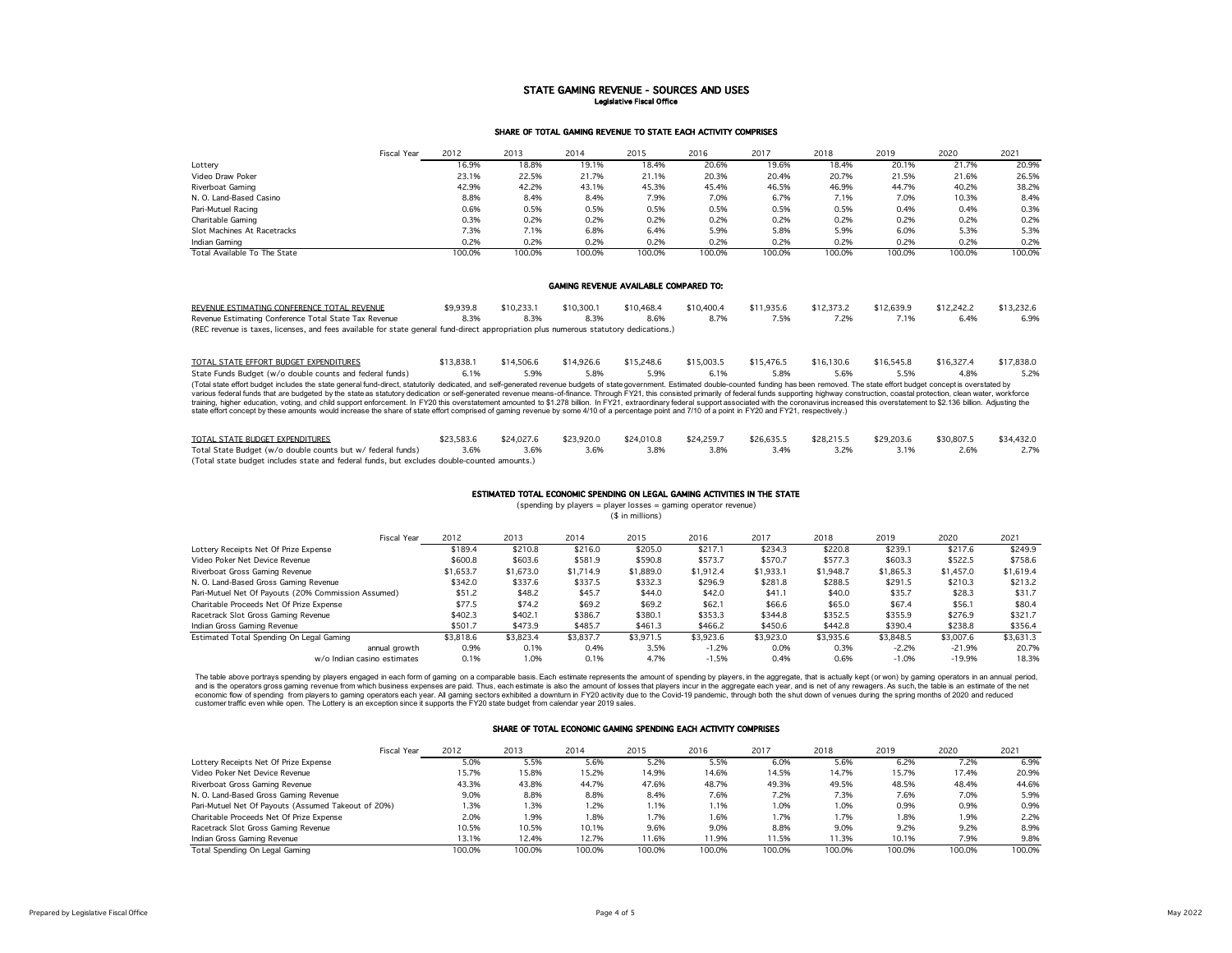# STATE GAMING REVENUE - SOURCES AND USES

**Legislative Fiscal Office**

### SHARE OF TOTAL GAMING REVENUE TO STATE EACH ACTIVITY COMPRISES

| Fiscal Year | 2012 | 2013 | 2014 | 2015 | 2016 | 2017 | 2018 | 2019 | 2020 | 2021 |
|---|---|---|---|---|---|---|---|---|---|---|
| Lottery | 16.9% | 18.8% | 19.1% | 18.4% | 20.6% | 19.6% | 18.4% | 20.1% | 21.7% | 20.9% |
| Video Draw Poker | 23.1% | 22.5% | 21.7% | 21.1% | 20.3% | 20.4% | 20.7% | 21.5% | 21.6% | 26.5% |
| Riverboat Gaming | 42.9% | 42.2% | 43.1% | 45.3% | 45.4% | 46.5% | 46.9% | 44.7% | 40.2% | 38.2% |
| N. O. Land-Based Casino | 8.8% | 8.4% | 8.4% | 7.9% | 7.0% | 6.7% | 7.1% | 7.0% | 10.3% | 8.4% |
| Pari-Mutuel Racing | 0.6% | 0.5% | 0.5% | 0.5% | 0.5% | 0.5% | 0.5% | 0.4% | 0.4% | 0.3% |
| Charitable Gaming | 0.3% | 0.2% | 0.2% | 0.2% | 0.2% | 0.2% | 0.2% | 0.2% | 0.2% | 0.2% |
| Slot Machines At Racetracks | 7.3% | 7.1% | 6.8% | 6.4% | 5.9% | 5.8% | 5.9% | 6.0% | 5.3% | 5.3% |
| Indian Gaming | 0.2% | 0.2% | 0.2% | 0.2% | 0.2% | 0.2% | 0.2% | 0.2% | 0.2% | 0.2% |
| Total Available To The State | 100.0% | 100.0% | 100.0% | 100.0% | 100.0% | 100.0% | 100.0% | 100.0% | 100.0% | 100.0% |

### GAMING REVENUE AVAILABLE COMPARED TO:

| | 2012 | 2013 | 2014 | 2015 | 2016 | 2017 | 2018 | 2019 | 2020 | 2021 |
|---|---|---|---|---|---|---|---|---|---|---|
| REVENUE ESTIMATING CONFERENCE TOTAL REVENUE | $9,939.8 | $10,233.1 | $10,300.1 | $10,468.4 | $10,400.4 | $11,935.6 | $12,373.2 | $12,639.9 | $12,242.2 | $13,232.6 |
| Revenue Estimating Conference Total State Tax Revenue | 8.3% | 8.3% | 8.3% | 8.6% | 8.7% | 7.5% | 7.2% | 7.1% | 6.4% | 6.9% |

(REC revenue is taxes, licenses, and fees available for state general fund-direct appropriation plus numerous statutory dedications.)

| | 2012 | 2013 | 2014 | 2015 | 2016 | 2017 | 2018 | 2019 | 2020 | 2021 |
|---|---|---|---|---|---|---|---|---|---|---|
| TOTAL STATE EFFORT BUDGET EXPENDITURES | $13,838.1 | $14,506.6 | $14,926.6 | $15,248.6 | $15,003.5 | $15,476.5 | $16,130.6 | $16,545.8 | $16,327.4 | $17,838.0 |
| State Funds Budget (w/o double counts and federal funds) | 6.1% | 5.9% | 5.8% | 5.9% | 6.1% | 5.8% | 5.6% | 5.5% | 4.8% | 5.2% |

(Total state effort budget includes the state general fund-direct, statutorily dedicated, and self-generated revenue budgets of state government. Estimated double-counted funding has been removed. The state effort budget concept is overstated by various federal funds that are budgeted by the state as statutory dedication or self-generated revenue means-of-finance. Through FY21, this consisted primarily of federal funds supporting highway construction, coastal protection, clean water, workforce training, higher education, voting, and child support enforcement. In FY20 this overstatement amounted to $1.278 billion. In FY21, extraordinary federal support associated with the coronavirus increased this overstatement to $2.136 billion. Adjusting the state effort concept by these amounts would increase the share of state effort comprised of gaming revenue by some 4/10 of a percentage point and 7/10 of a point in FY20 and FY21, respectively.)

| | 2012 | 2013 | 2014 | 2015 | 2016 | 2017 | 2018 | 2019 | 2020 | 2021 |
|---|---|---|---|---|---|---|---|---|---|---|
| TOTAL STATE BUDGET EXPENDITURES | $23,583.6 | $24,027.6 | $23,920.0 | $24,010.8 | $24,259.7 | $26,635.5 | $28,215.5 | $29,203.6 | $30,807.5 | $34,432.0 |
| Total State Budget (w/o double counts but w/ federal funds) | 3.6% | 3.6% | 3.6% | 3.8% | 3.8% | 3.4% | 3.2% | 3.1% | 2.6% | 2.7% |

(Total state budget includes state and federal funds, but excludes double-counted amounts.)

### ESTIMATED TOTAL ECONOMIC SPENDING ON LEGAL GAMING ACTIVITIES IN THE STATE

(spending by players = player losses = gaming operator revenue)

($ in millions)

| Fiscal Year | 2012 | 2013 | 2014 | 2015 | 2016 | 2017 | 2018 | 2019 | 2020 | 2021 |
|---|---|---|---|---|---|---|---|---|---|---|
| Lottery Receipts Net Of Prize Expense | $189.4 | $210.8 | $216.0 | $205.0 | $217.1 | $234.3 | $220.8 | $239.1 | $217.6 | $249.9 |
| Video Poker Net Device Revenue | $600.8 | $603.6 | $581.9 | $590.8 | $573.7 | $570.7 | $577.3 | $603.3 | $522.5 | $758.6 |
| Riverboat Gross Gaming Revenue | $1,653.7 | $1,673.0 | $1,714.9 | $1,889.0 | $1,912.4 | $1,933.1 | $1,948.7 | $1,865.3 | $1,457.0 | $1,619.4 |
| N. O. Land-Based Gross Gaming Revenue | $342.0 | $337.6 | $337.5 | $332.3 | $296.9 | $281.8 | $288.5 | $291.5 | $210.3 | $213.2 |
| Pari-Mutuel Net Of Payouts (20% Commission Assumed) | $51.2 | $48.2 | $45.7 | $44.0 | $42.0 | $41.1 | $40.0 | $35.7 | $28.3 | $31.7 |
| Charitable Proceeds Net Of Prize Expense | $77.5 | $74.2 | $69.2 | $69.2 | $62.1 | $66.6 | $65.0 | $67.4 | $56.1 | $80.4 |
| Racetrack Slot Gross Gaming Revenue | $402.3 | $402.1 | $386.7 | $380.1 | $353.3 | $344.8 | $352.5 | $355.9 | $276.9 | $321.7 |
| Indian Gross Gaming Revenue | $501.7 | $473.9 | $485.7 | $461.3 | $466.2 | $450.6 | $442.8 | $390.4 | $238.8 | $356.4 |
| Estimated Total Spending On Legal Gaming | $3,818.6 | $3,823.4 | $3,837.7 | $3,971.5 | $3,923.6 | $3,923.0 | $3,935.6 | $3,848.5 | $3,007.6 | $3,631.3 |
| annual growth | 0.9% | 0.1% | 0.4% | 3.5% | -1.2% | 0.0% | 0.3% | -2.2% | -21.9% | 20.7% |
| w/o Indian casino estimates | 0.1% | 1.0% | 0.1% | 4.7% | -1.5% | 0.4% | 0.6% | -1.0% | -19.9% | 18.3% |

The table above portrays spending by players engaged in each form of gaming on a comparable basis. Each estimate represents the amount of spending by players, in the aggregate, that is actually kept (or won) by gaming operators in an annual period, and is the operators gross gaming revenue from which business expenses are paid. Thus, each estimate is also the amount of losses that players incur in the aggregate each year, and is net of any rewagers. As such, the table is an estimate of the net economic flow of spending from players to gaming operators each year. All gaming sectors exhibited a downturn in FY20 activity due to the Covid-19 pandemic, through both the shut down of venues during the spring months of 2020 and reduced customer traffic even while open. The Lottery is an exception since it supports the FY20 state budget from calendar year 2019 sales.

### SHARE OF TOTAL ECONOMIC GAMING SPENDING EACH ACTIVITY COMPRISES

| Fiscal Year | 2012 | 2013 | 2014 | 2015 | 2016 | 2017 | 2018 | 2019 | 2020 | 2021 |
|---|---|---|---|---|---|---|---|---|---|---|
| Lottery Receipts Net Of Prize Expense | 5.0% | 5.5% | 5.6% | 5.2% | 5.5% | 6.0% | 5.6% | 6.2% | 7.2% | 6.9% |
| Video Poker Net Device Revenue | 15.7% | 15.8% | 15.2% | 14.9% | 14.6% | 14.5% | 14.7% | 15.7% | 17.4% | 20.9% |
| Riverboat Gross Gaming Revenue | 43.3% | 43.8% | 44.7% | 47.6% | 48.7% | 49.3% | 49.5% | 48.5% | 48.4% | 44.6% |
| N. O. Land-Based Gross Gaming Revenue | 9.0% | 8.8% | 8.8% | 8.4% | 7.6% | 7.2% | 7.3% | 7.6% | 7.0% | 5.9% |
| Pari-Mutuel Net Of Payouts (Assumed Takeout of 20%) | 1.3% | 1.3% | 1.2% | 1.1% | 1.1% | 1.0% | 1.0% | 0.9% | 0.9% | 0.9% |
| Charitable Proceeds Net Of Prize Expense | 2.0% | 1.9% | 1.8% | 1.7% | 1.6% | 1.7% | 1.7% | 1.8% | 1.9% | 2.2% |
| Racetrack Slot Gross Gaming Revenue | 10.5% | 10.5% | 10.1% | 9.6% | 9.0% | 8.8% | 9.0% | 9.2% | 9.2% | 8.9% |
| Indian Gross Gaming Revenue | 13.1% | 12.4% | 12.7% | 11.6% | 11.9% | 11.5% | 11.3% | 10.1% | 7.9% | 9.8% |
| Total Spending On Legal Gaming | 100.0% | 100.0% | 100.0% | 100.0% | 100.0% | 100.0% | 100.0% | 100.0% | 100.0% | 100.0% |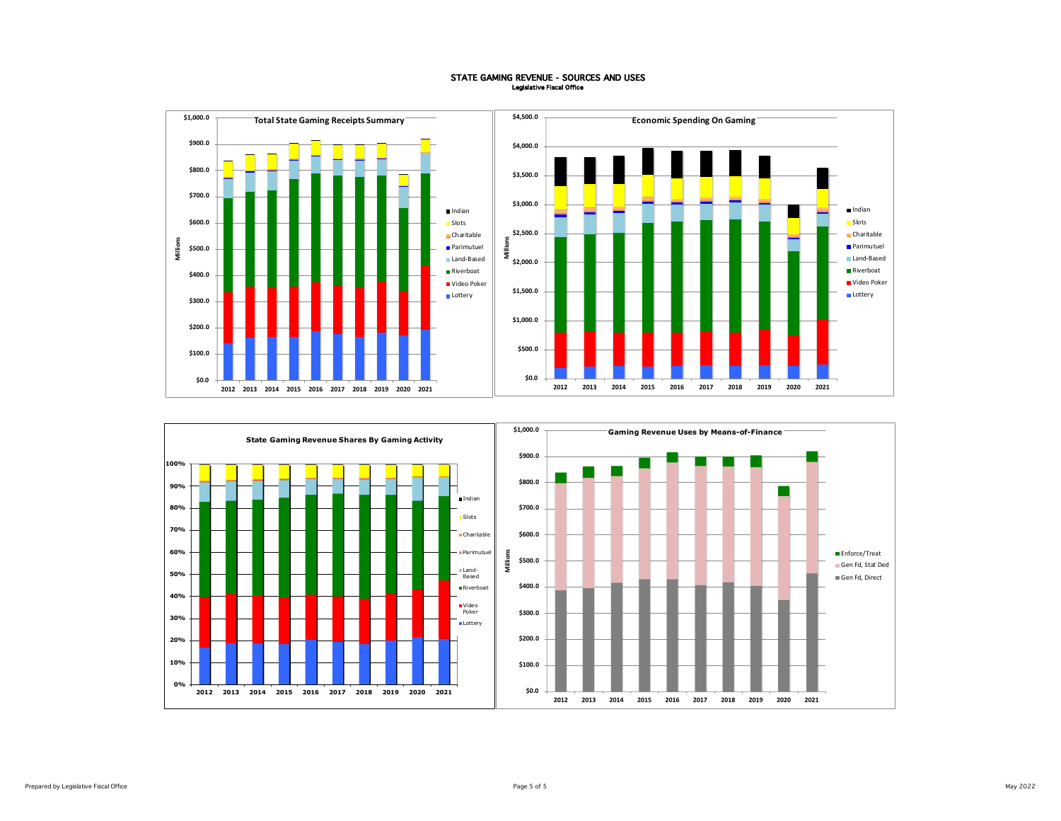# STATE GAMING REVENUE - SOURCES AND USES

**Legislative Fiscal Office**

**Total State Gaming Receipts Summary**

Millions

$1,000.0
$900.0
$800.0
$700.0
$600.0
$500.0
$400.0
$300.0
$200.0
$100.0
$0.0

2012 2013 2014 2015 2016 2017 2018 2019 2020 2021

Indian
Slots
Charitable
Parimutuel
Land-Based
Riverboat
Video Poker
Lottery

**Economic Spending On Gaming**

Millions

$4,500.0
$4,000.0
$3,500.0
$3,000.0
$2,500.0
$2,000.0
$1,500.0
$1,000.0
$500.0
$0.0

2012 2013 2014 2015 2016 2017 2018 2019 2020 2021

Indian
Slots
Charitable
Parimutuel
Land-Based
Riverboat
Video Poker
Lottery

**State Gaming Revenue Shares By Gaming Activity**

100%
90%
80%
70%
60%
50%
40%
30%
20%
10%
0%

2012 2013 2014 2015 2016 2017 2018 2019 2020 2021

Indian
Slots
Charitable
Parimutuel
Land-Based
Riverboat
Video Poker
Lottery

**Gaming Revenue Uses by Means-of-Finance**

Millions

$1,000.0
$900.0
$800.0
$700.0
$600.0
$500.0
$400.0
$300.0
$200.0
$100.0
$0.0

2012 2013 2014 2015 2016 2017 2018 2019 2020 2021

Enforce/Treat
Gen Fd, Stat Ded
Gen Fd, Direct

Prepared by Legislative Fiscal Office

May 2022